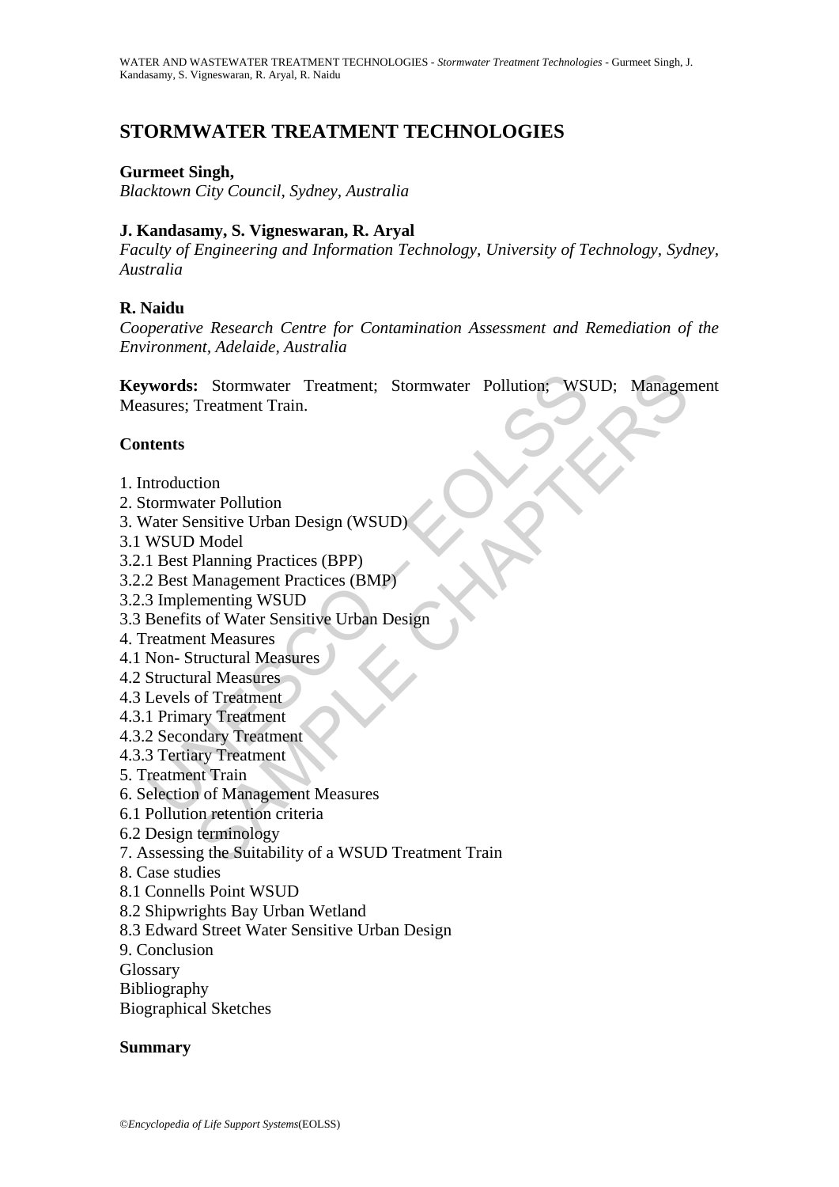# STORMWATER TREATMENT TECHNOLOGIES

**Gurmeet Singh,**
*Blacktown City Council, Sydney, Australia*

**J. Kandasamy, S. Vigneswaran, R. Aryal**
*Faculty of Engineering and Information Technology, University of Technology, Sydney, Australia*

**R. Naidu**
*Cooperative Research Centre for Contamination Assessment and Remediation of the Environment, Adelaide, Australia*

**Keywords:** Stormwater Treatment; Stormwater Pollution; WSUD; Management Measures; Treatment Train.

## Contents

1. Introduction
2. Stormwater Pollution
3. Water Sensitive Urban Design (WSUD)
3.1 WSUD Model
3.2.1 Best Planning Practices (BPP)
3.2.2 Best Management Practices (BMP)
3.2.3 Implementing WSUD
3.3 Benefits of Water Sensitive Urban Design
4. Treatment Measures
4.1 Non- Structural Measures
4.2 Structural Measures
4.3 Levels of Treatment
4.3.1 Primary Treatment
4.3.2 Secondary Treatment
4.3.3 Tertiary Treatment
5. Treatment Train
6. Selection of Management Measures
6.1 Pollution retention criteria
6.2 Design terminology
7. Assessing the Suitability of a WSUD Treatment Train
8. Case studies
8.1 Connells Point WSUD
8.2 Shipwrights Bay Urban Wetland
8.3 Edward Street Water Sensitive Urban Design
9. Conclusion
Glossary
Bibliography
Biographical Sketches

## Summary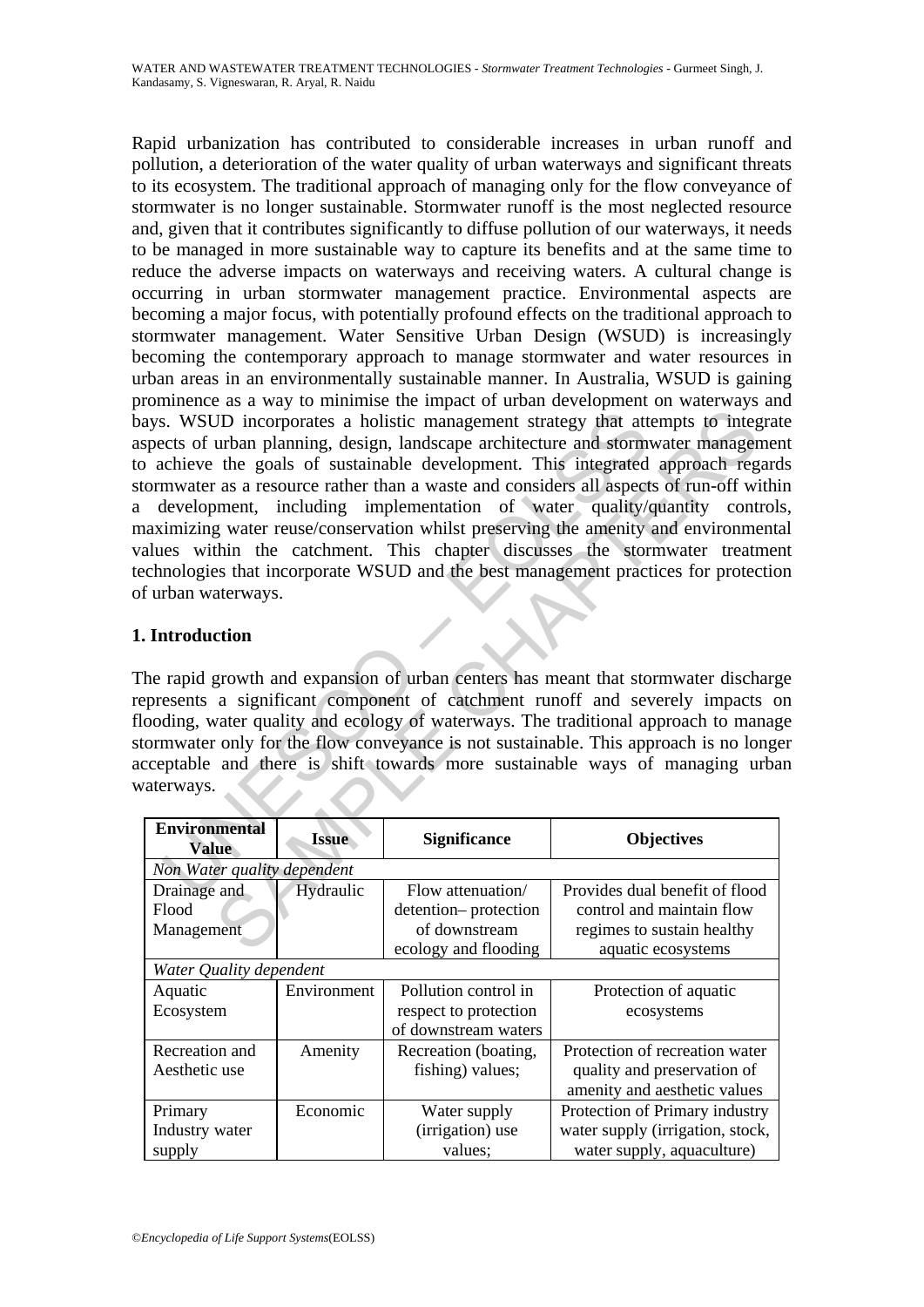Rapid urbanization has contributed to considerable increases in urban runoff and pollution, a deterioration of the water quality of urban waterways and significant threats to its ecosystem. The traditional approach of managing only for the flow conveyance of stormwater is no longer sustainable. Stormwater runoff is the most neglected resource and, given that it contributes significantly to diffuse pollution of our waterways, it needs to be managed in more sustainable way to capture its benefits and at the same time to reduce the adverse impacts on waterways and receiving waters. A cultural change is occurring in urban stormwater management practice. Environmental aspects are becoming a major focus, with potentially profound effects on the traditional approach to stormwater management. Water Sensitive Urban Design (WSUD) is increasingly becoming the contemporary approach to manage stormwater and water resources in urban areas in an environmentally sustainable manner. In Australia, WSUD is gaining prominence as a way to minimise the impact of urban development on waterways and bays. WSUD incorporates a holistic management strategy that attempts to integrate aspects of urban planning, design, landscape architecture and stormwater management to achieve the goals of sustainable development. This integrated approach regards stormwater as a resource rather than a waste and considers all aspects of run-off within a development, including implementation of water quality/quantity controls, maximizing water reuse/conservation whilst preserving the amenity and environmental values within the catchment. This chapter discusses the stormwater treatment technologies that incorporate WSUD and the best management practices for protection of urban waterways.

## 1. Introduction

The rapid growth and expansion of urban centers has meant that stormwater discharge represents a significant component of catchment runoff and severely impacts on flooding, water quality and ecology of waterways. The traditional approach to manage stormwater only for the flow conveyance is not sustainable. This approach is no longer acceptable and there is shift towards more sustainable ways of managing urban waterways.

| Environmental Value | Issue | Significance | Objectives |
|---|---|---|---|
| *Non Water quality dependent* | | | |
| Drainage and Flood Management | Hydraulic | Flow attenuation/ detention– protection of downstream ecology and flooding | Provides dual benefit of flood control and maintain flow regimes to sustain healthy aquatic ecosystems |
| *Water Quality dependent* | | | |
| Aquatic Ecosystem | Environment | Pollution control in respect to protection of downstream waters | Protection of aquatic ecosystems |
| Recreation and Aesthetic use | Amenity | Recreation (boating, fishing) values; | Protection of recreation water quality and preservation of amenity and aesthetic values |
| Primary Industry water supply | Economic | Water supply (irrigation) use values; | Protection of Primary industry water supply (irrigation, stock, water supply, aquaculture) |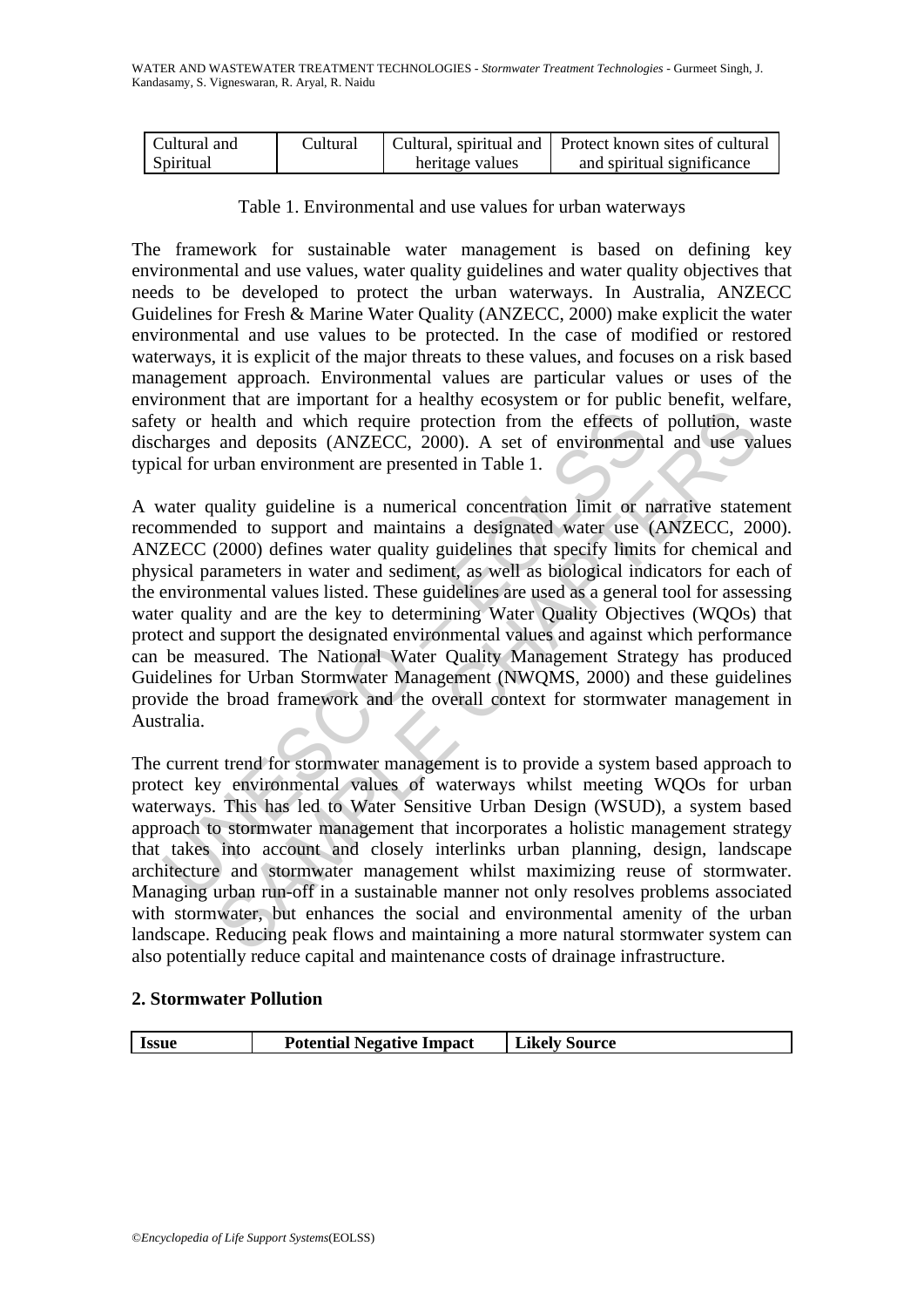| Cultural and Spiritual | Cultural | Cultural, spiritual and heritage values | Protect known sites of cultural and spiritual significance |
|---|---|---|---|

Table 1. Environmental and use values for urban waterways

The framework for sustainable water management is based on defining key environmental and use values, water quality guidelines and water quality objectives that needs to be developed to protect the urban waterways. In Australia, ANZECC Guidelines for Fresh & Marine Water Quality (ANZECC, 2000) make explicit the water environmental and use values to be protected. In the case of modified or restored waterways, it is explicit of the major threats to these values, and focuses on a risk based management approach. Environmental values are particular values or uses of the environment that are important for a healthy ecosystem or for public benefit, welfare, safety or health and which require protection from the effects of pollution, waste discharges and deposits (ANZECC, 2000). A set of environmental and use values typical for urban environment are presented in Table 1.

A water quality guideline is a numerical concentration limit or narrative statement recommended to support and maintains a designated water use (ANZECC, 2000). ANZECC (2000) defines water quality guidelines that specify limits for chemical and physical parameters in water and sediment, as well as biological indicators for each of the environmental values listed. These guidelines are used as a general tool for assessing water quality and are the key to determining Water Quality Objectives (WQOs) that protect and support the designated environmental values and against which performance can be measured. The National Water Quality Management Strategy has produced Guidelines for Urban Stormwater Management (NWQMS, 2000) and these guidelines provide the broad framework and the overall context for stormwater management in Australia.

The current trend for stormwater management is to provide a system based approach to protect key environmental values of waterways whilst meeting WQOs for urban waterways. This has led to Water Sensitive Urban Design (WSUD), a system based approach to stormwater management that incorporates a holistic management strategy that takes into account and closely interlinks urban planning, design, landscape architecture and stormwater management whilst maximizing reuse of stormwater. Managing urban run-off in a sustainable manner not only resolves problems associated with stormwater, but enhances the social and environmental amenity of the urban landscape. Reducing peak flows and maintaining a more natural stormwater system can also potentially reduce capital and maintenance costs of drainage infrastructure.

## 2. Stormwater Pollution

| Issue | Potential Negative Impact | Likely Source |
|---|---|---|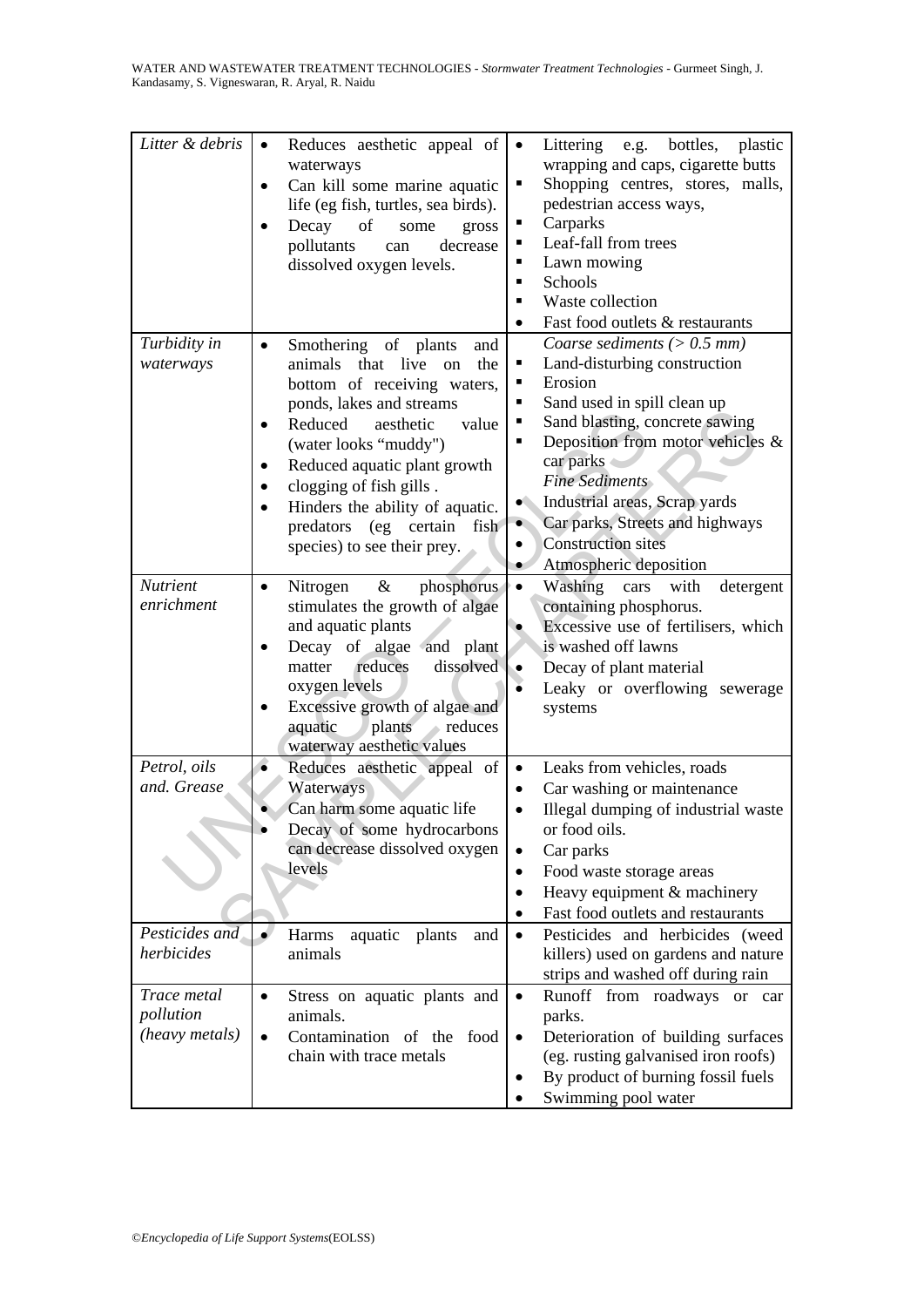| | | |
|---|---|---|
| *Litter & debris* | • Reduces aesthetic appeal of waterways<br>• Can kill some marine aquatic life (eg fish, turtles, sea birds).<br>• Decay of some gross pollutants can decrease dissolved oxygen levels. | • Littering e.g. bottles, plastic wrapping and caps, cigarette butts<br>▪ Shopping centres, stores, malls, pedestrian access ways,<br>▪ Carparks<br>▪ Leaf-fall from trees<br>▪ Lawn mowing<br>▪ Schools<br>▪ Waste collection<br>• Fast food outlets & restaurants |
| *Turbidity in waterways* | • Smothering of plants and animals that live on the bottom of receiving waters, ponds, lakes and streams<br>• Reduced aesthetic value (water looks "muddy")<br>• Reduced aquatic plant growth<br>• clogging of fish gills .<br>• Hinders the ability of aquatic. predators (eg certain fish species) to see their prey. | *Coarse sediments (> 0.5 mm)*<br>▪ Land-disturbing construction<br>▪ Erosion<br>▪ Sand used in spill clean up<br>▪ Sand blasting, concrete sawing<br>▪ Deposition from motor vehicles & car parks<br>*Fine Sediments*<br>• Industrial areas, Scrap yards<br>• Car parks, Streets and highways<br>• Construction sites<br>• Atmospheric deposition |
| *Nutrient enrichment* | • Nitrogen & phosphorus stimulates the growth of algae and aquatic plants<br>• Decay of algae and plant matter reduces dissolved oxygen levels<br>• Excessive growth of algae and aquatic plants reduces waterway aesthetic values | • Washing cars with detergent containing phosphorus.<br>• Excessive use of fertilisers, which is washed off lawns<br>• Decay of plant material<br>• Leaky or overflowing sewerage systems |
| *Petrol, oils and. Grease* | • Reduces aesthetic appeal of Waterways<br>• Can harm some aquatic life<br>• Decay of some hydrocarbons can decrease dissolved oxygen levels | • Leaks from vehicles, roads<br>• Car washing or maintenance<br>• Illegal dumping of industrial waste or food oils.<br>• Car parks<br>• Food waste storage areas<br>• Heavy equipment & machinery<br>• Fast food outlets and restaurants |
| *Pesticides and herbicides* | • Harms aquatic plants and animals | • Pesticides and herbicides (weed killers) used on gardens and nature strips and washed off during rain |
| *Trace metal pollution (heavy metals)* | • Stress on aquatic plants and animals.<br>• Contamination of the food chain with trace metals | • Runoff from roadways or car parks.<br>• Deterioration of building surfaces (eg. rusting galvanised iron roofs)<br>• By product of burning fossil fuels<br>• Swimming pool water |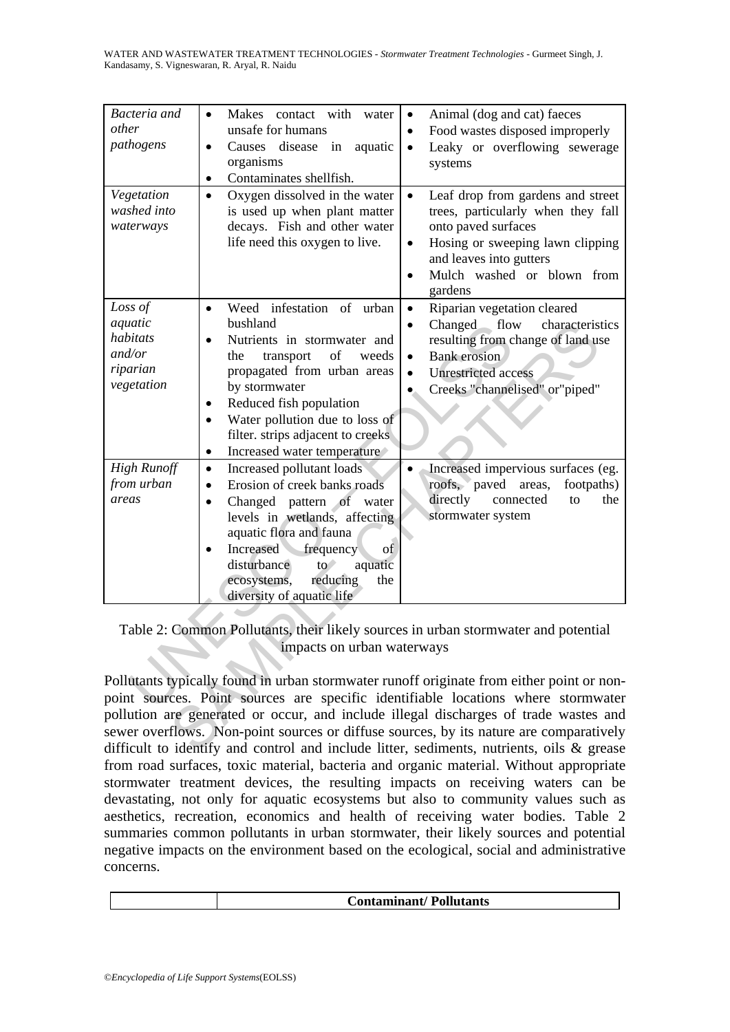| | | |
|---|---|---|
| *Bacteria and other pathogens* | • Makes contact with water unsafe for humans<br>• Causes disease in aquatic organisms<br>• Contaminates shellfish. | • Animal (dog and cat) faeces<br>• Food wastes disposed improperly<br>• Leaky or overflowing sewerage systems |
| *Vegetation washed into waterways* | • Oxygen dissolved in the water is used up when plant matter decays. Fish and other water life need this oxygen to live. | • Leaf drop from gardens and street trees, particularly when they fall onto paved surfaces<br>• Hosing or sweeping lawn clipping and leaves into gutters<br>• Mulch washed or blown from gardens |
| *Loss of aquatic habitats and/or riparian vegetation* | • Weed infestation of urban bushland<br>• Nutrients in stormwater and the transport of weeds propagated from urban areas by stormwater<br>• Reduced fish population<br>• Water pollution due to loss of filter. strips adjacent to creeks<br>• Increased water temperature | • Riparian vegetation cleared<br>• Changed flow characteristics resulting from change of land use<br>• Bank erosion<br>• Unrestricted access<br>• Creeks "channelised" or"piped" |
| *High Runoff from urban areas* | • Increased pollutant loads<br>• Erosion of creek banks roads<br>• Changed pattern of water levels in wetlands, affecting aquatic flora and fauna<br>• Increased frequency of disturbance to aquatic ecosystems, reducing the diversity of aquatic life | • Increased impervious surfaces (eg. roofs, paved areas, footpaths) directly connected to the stormwater system |

Table 2: Common Pollutants, their likely sources in urban stormwater and potential impacts on urban waterways

Pollutants typically found in urban stormwater runoff originate from either point or non-point sources. Point sources are specific identifiable locations where stormwater pollution are generated or occur, and include illegal discharges of trade wastes and sewer overflows. Non-point sources or diffuse sources, by its nature are comparatively difficult to identify and control and include litter, sediments, nutrients, oils & grease from road surfaces, toxic material, bacteria and organic material. Without appropriate stormwater treatment devices, the resulting impacts on receiving waters can be devastating, not only for aquatic ecosystems but also to community values such as aesthetics, recreation, economics and health of receiving water bodies. Table 2 summaries common pollutants in urban stormwater, their likely sources and potential negative impacts on the environment based on the ecological, social and administrative concerns.

| | **Contaminant/ Pollutants** |
|---|---|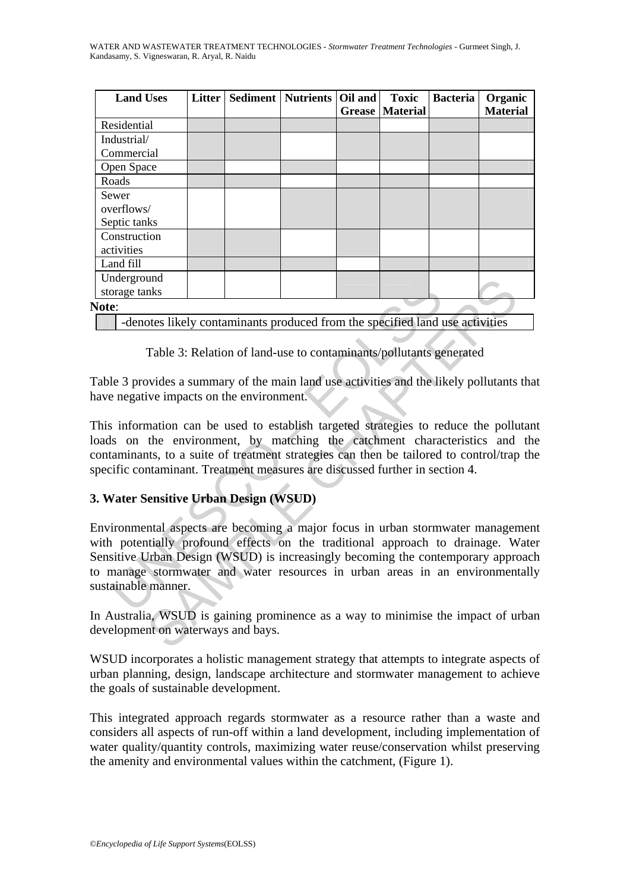| Land Uses | Litter | Sediment | Nutrients | Oil and Grease | Toxic Material | Bacteria | Organic Material |
|---|---|---|---|---|---|---|---|
| Residential | ■ | ■ | ■ | ■ | | ■ | ■ |
| Industrial/ Commercial | ■ | ■ | | ■ | ■ | ■ | |
| Open Space | ■ | | ■ | | | ■ | ■ |
| Roads | ■ | ■ | | ■ | ■ | | |
| Sewer overflows/ Septic tanks | | | ■ | ■ | ■ | ■ | ■ |
| Construction activities | ■ | ■ | | ■ | | | |
| Land fill | ■ | ■ | ■ | | ■ | ■ | ■ |
| Underground storage tanks | | | | ■ | ■ | | |

**Note**:

■ -denotes likely contaminants produced from the specified land use activities

Table 3: Relation of land-use to contaminants/pollutants generated

Table 3 provides a summary of the main land use activities and the likely pollutants that have negative impacts on the environment.

This information can be used to establish targeted strategies to reduce the pollutant loads on the environment, by matching the catchment characteristics and the contaminants, to a suite of treatment strategies can then be tailored to control/trap the specific contaminant. Treatment measures are discussed further in section 4.

## 3. Water Sensitive Urban Design (WSUD)

Environmental aspects are becoming a major focus in urban stormwater management with potentially profound effects on the traditional approach to drainage. Water Sensitive Urban Design (WSUD) is increasingly becoming the contemporary approach to manage stormwater and water resources in urban areas in an environmentally sustainable manner.

In Australia, WSUD is gaining prominence as a way to minimise the impact of urban development on waterways and bays.

WSUD incorporates a holistic management strategy that attempts to integrate aspects of urban planning, design, landscape architecture and stormwater management to achieve the goals of sustainable development.

This integrated approach regards stormwater as a resource rather than a waste and considers all aspects of run-off within a land development, including implementation of water quality/quantity controls, maximizing water reuse/conservation whilst preserving the amenity and environmental values within the catchment, (Figure 1).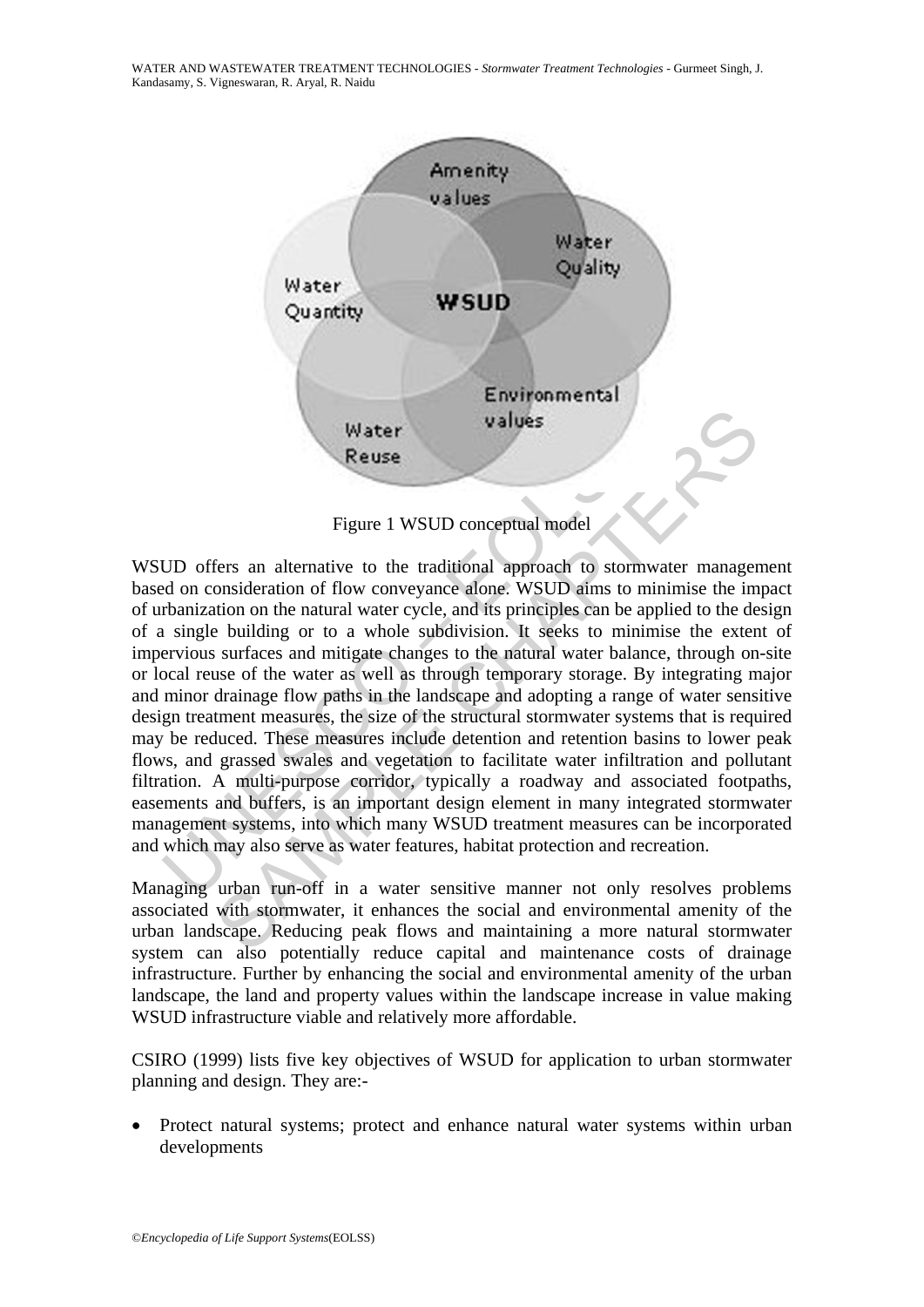Figure 1 WSUD conceptual model

WSUD offers an alternative to the traditional approach to stormwater management based on consideration of flow conveyance alone. WSUD aims to minimise the impact of urbanization on the natural water cycle, and its principles can be applied to the design of a single building or to a whole subdivision. It seeks to minimise the extent of impervious surfaces and mitigate changes to the natural water balance, through on-site or local reuse of the water as well as through temporary storage. By integrating major and minor drainage flow paths in the landscape and adopting a range of water sensitive design treatment measures, the size of the structural stormwater systems that is required may be reduced. These measures include detention and retention basins to lower peak flows, and grassed swales and vegetation to facilitate water infiltration and pollutant filtration. A multi-purpose corridor, typically a roadway and associated footpaths, easements and buffers, is an important design element in many integrated stormwater management systems, into which many WSUD treatment measures can be incorporated and which may also serve as water features, habitat protection and recreation.

Managing urban run-off in a water sensitive manner not only resolves problems associated with stormwater, it enhances the social and environmental amenity of the urban landscape. Reducing peak flows and maintaining a more natural stormwater system can also potentially reduce capital and maintenance costs of drainage infrastructure. Further by enhancing the social and environmental amenity of the urban landscape, the land and property values within the landscape increase in value making WSUD infrastructure viable and relatively more affordable.

CSIRO (1999) lists five key objectives of WSUD for application to urban stormwater planning and design. They are:-

- Protect natural systems; protect and enhance natural water systems within urban developments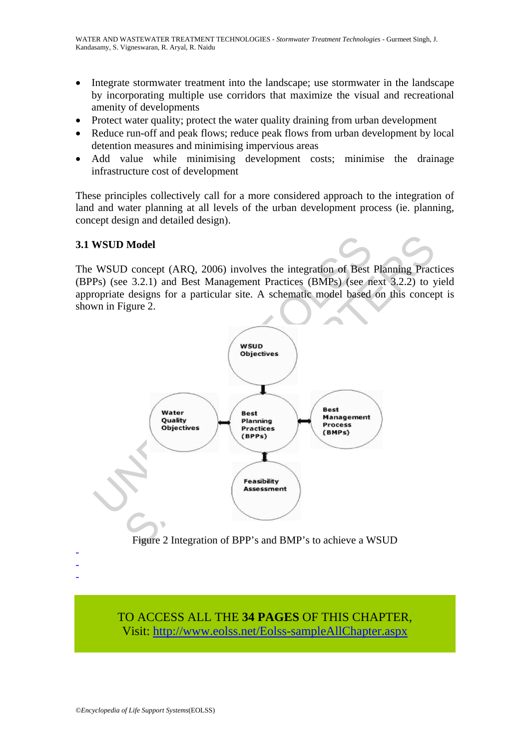- Integrate stormwater treatment into the landscape; use stormwater in the landscape by incorporating multiple use corridors that maximize the visual and recreational amenity of developments
- Protect water quality; protect the water quality draining from urban development
- Reduce run-off and peak flows; reduce peak flows from urban development by local detention measures and minimising impervious areas
- Add value while minimising development costs; minimise the drainage infrastructure cost of development

These principles collectively call for a more considered approach to the integration of land and water planning at all levels of the urban development process (ie. planning, concept design and detailed design).

### 3.1 WSUD Model

The WSUD concept (ARQ, 2006) involves the integration of Best Planning Practices (BPPs) (see 3.2.1) and Best Management Practices (BMPs) (see next 3.2.2) to yield appropriate designs for a particular site. A schematic model based on this concept is shown in Figure 2.

WSUD Objectives

Water Quality Objectives

Best Planning Practices (BPPs)

Best Management Process (BMPs)

Feasibility Assessment

Figure 2 Integration of BPP's and BMP's to achieve a WSUD

-
-
-

TO ACCESS ALL THE **34 PAGES** OF THIS CHAPTER,
Visit: http://www.eolss.net/Eolss-sampleAllChapter.aspx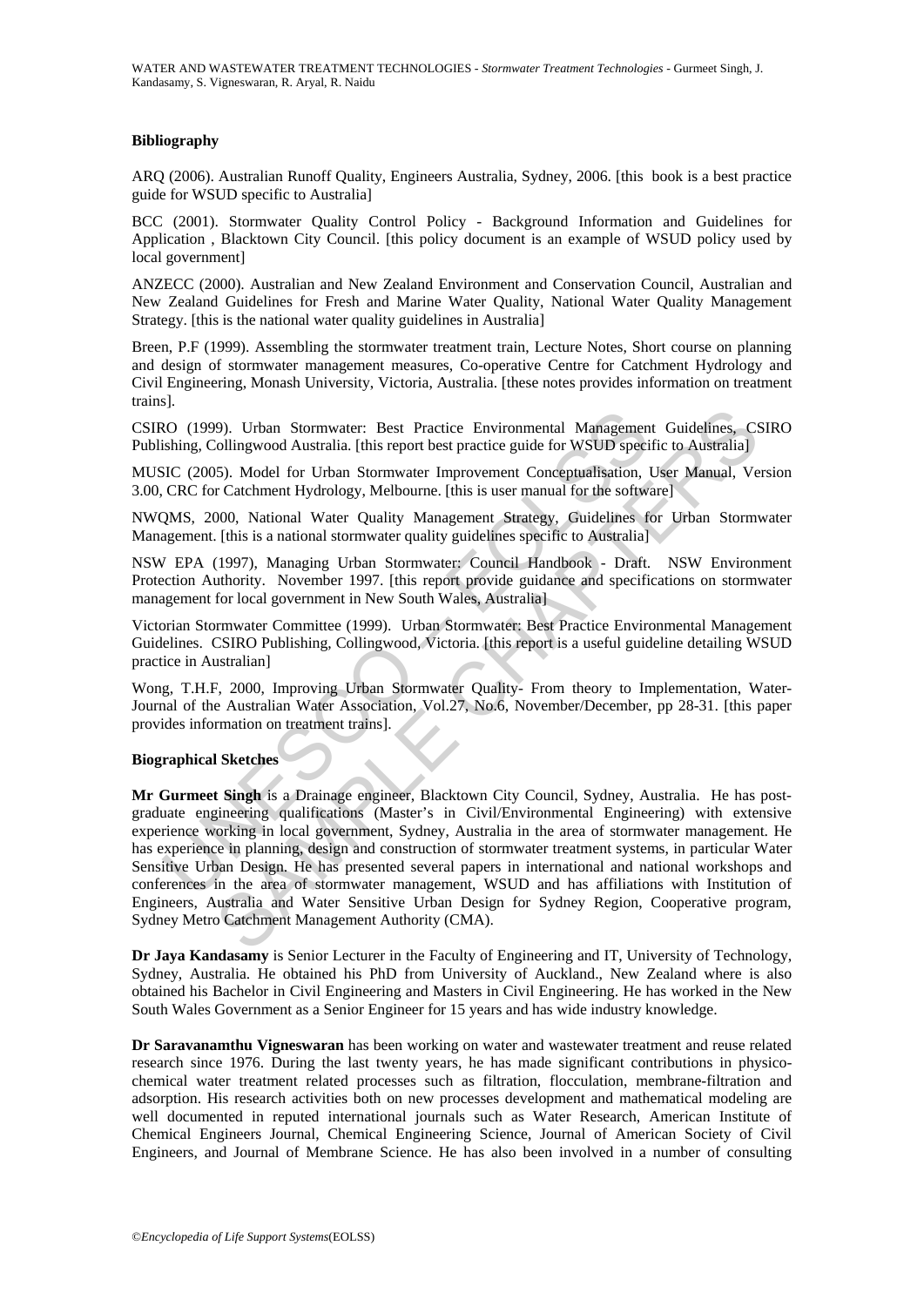### Bibliography

ARQ (2006). Australian Runoff Quality, Engineers Australia, Sydney, 2006. [this book is a best practice guide for WSUD specific to Australia]

BCC (2001). Stormwater Quality Control Policy - Background Information and Guidelines for Application , Blacktown City Council. [this policy document is an example of WSUD policy used by local government]

ANZECC (2000). Australian and New Zealand Environment and Conservation Council, Australian and New Zealand Guidelines for Fresh and Marine Water Quality, National Water Quality Management Strategy. [this is the national water quality guidelines in Australia]

Breen, P.F (1999). Assembling the stormwater treatment train, Lecture Notes, Short course on planning and design of stormwater management measures, Co-operative Centre for Catchment Hydrology and Civil Engineering, Monash University, Victoria, Australia. [these notes provides information on treatment trains].

CSIRO (1999). Urban Stormwater: Best Practice Environmental Management Guidelines, CSIRO Publishing, Collingwood Australia. [this report best practice guide for WSUD specific to Australia]

MUSIC (2005). Model for Urban Stormwater Improvement Conceptualisation, User Manual, Version 3.00, CRC for Catchment Hydrology, Melbourne. [this is user manual for the software]

NWQMS, 2000, National Water Quality Management Strategy, Guidelines for Urban Stormwater Management. [this is a national stormwater quality guidelines specific to Australia]

NSW EPA (1997), Managing Urban Stormwater: Council Handbook - Draft. NSW Environment Protection Authority. November 1997. [this report provide guidance and specifications on stormwater management for local government in New South Wales, Australia]

Victorian Stormwater Committee (1999). Urban Stormwater: Best Practice Environmental Management Guidelines. CSIRO Publishing, Collingwood, Victoria. [this report is a useful guideline detailing WSUD practice in Australian]

Wong, T.H.F, 2000, Improving Urban Stormwater Quality- From theory to Implementation, Water- Journal of the Australian Water Association, Vol.27, No.6, November/December, pp 28-31. [this paper provides information on treatment trains].

### Biographical Sketches

**Mr Gurmeet Singh** is a Drainage engineer, Blacktown City Council, Sydney, Australia. He has post-graduate engineering qualifications (Master's in Civil/Environmental Engineering) with extensive experience working in local government, Sydney, Australia in the area of stormwater management. He has experience in planning, design and construction of stormwater treatment systems, in particular Water Sensitive Urban Design. He has presented several papers in international and national workshops and conferences in the area of stormwater management, WSUD and has affiliations with Institution of Engineers, Australia and Water Sensitive Urban Design for Sydney Region, Cooperative program, Sydney Metro Catchment Management Authority (CMA).

**Dr Jaya Kandasamy** is Senior Lecturer in the Faculty of Engineering and IT, University of Technology, Sydney, Australia. He obtained his PhD from University of Auckland., New Zealand where is also obtained his Bachelor in Civil Engineering and Masters in Civil Engineering. He has worked in the New South Wales Government as a Senior Engineer for 15 years and has wide industry knowledge.

**Dr Saravanamthu Vigneswaran** has been working on water and wastewater treatment and reuse related research since 1976. During the last twenty years, he has made significant contributions in physico-chemical water treatment related processes such as filtration, flocculation, membrane-filtration and adsorption. His research activities both on new processes development and mathematical modeling are well documented in reputed international journals such as Water Research, American Institute of Chemical Engineers Journal, Chemical Engineering Science, Journal of American Society of Civil Engineers, and Journal of Membrane Science. He has also been involved in a number of consulting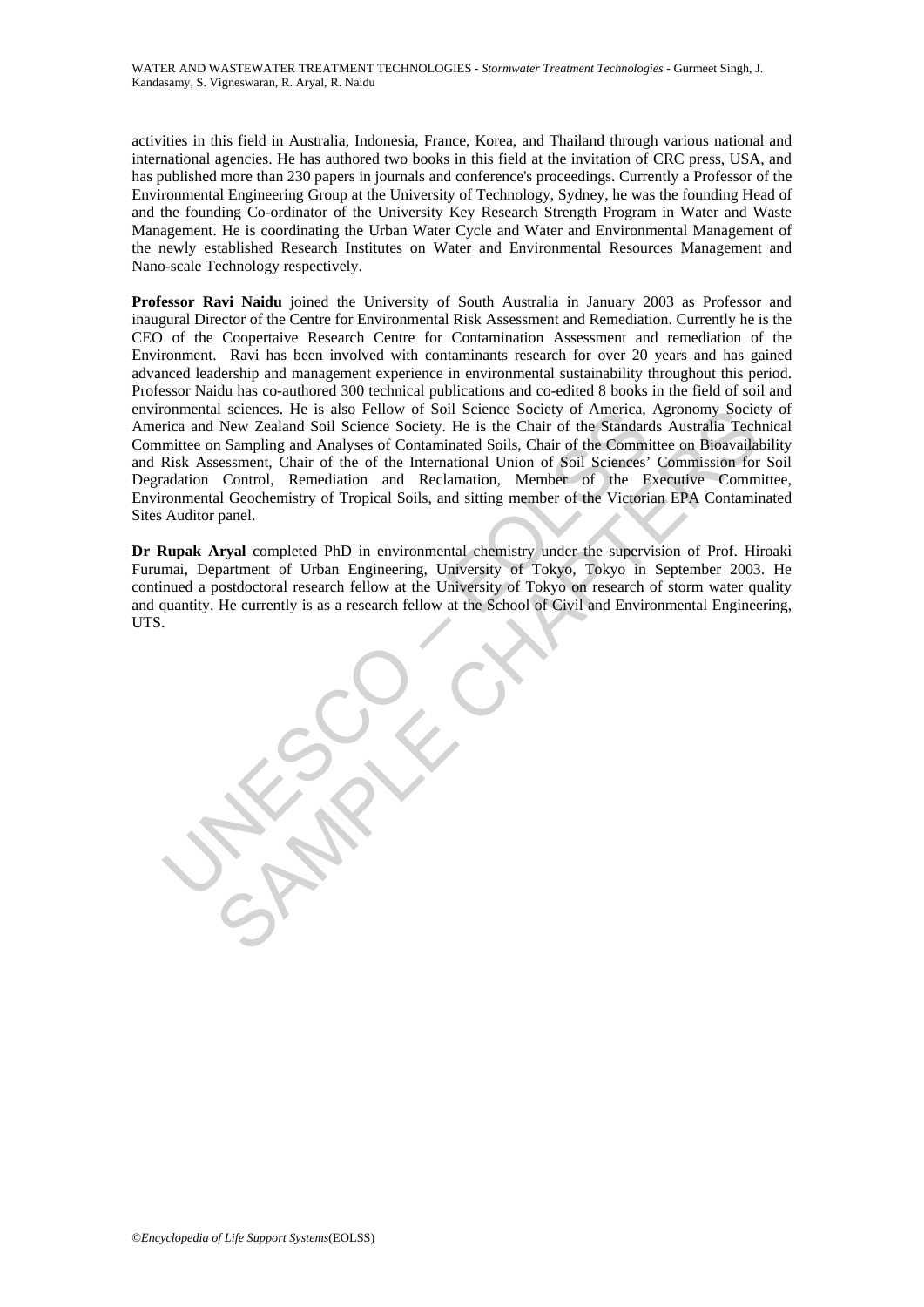activities in this field in Australia, Indonesia, France, Korea, and Thailand through various national and international agencies. He has authored two books in this field at the invitation of CRC press, USA, and has published more than 230 papers in journals and conference's proceedings. Currently a Professor of the Environmental Engineering Group at the University of Technology, Sydney, he was the founding Head of and the founding Co-ordinator of the University Key Research Strength Program in Water and Waste Management. He is coordinating the Urban Water Cycle and Water and Environmental Management of the newly established Research Institutes on Water and Environmental Resources Management and Nano-scale Technology respectively.

**Professor Ravi Naidu** joined the University of South Australia in January 2003 as Professor and inaugural Director of the Centre for Environmental Risk Assessment and Remediation. Currently he is the CEO of the Coopertaive Research Centre for Contamination Assessment and remediation of the Environment. Ravi has been involved with contaminants research for over 20 years and has gained advanced leadership and management experience in environmental sustainability throughout this period. Professor Naidu has co-authored 300 technical publications and co-edited 8 books in the field of soil and environmental sciences. He is also Fellow of Soil Science Society of America, Agronomy Society of America and New Zealand Soil Science Society. He is the Chair of the Standards Australia Technical Committee on Sampling and Analyses of Contaminated Soils, Chair of the Committee on Bioavailability and Risk Assessment, Chair of the of the International Union of Soil Sciences' Commission for Soil Degradation Control, Remediation and Reclamation, Member of the Executive Committee, Environmental Geochemistry of Tropical Soils, and sitting member of the Victorian EPA Contaminated Sites Auditor panel.

**Dr Rupak Aryal** completed PhD in environmental chemistry under the supervision of Prof. Hiroaki Furumai, Department of Urban Engineering, University of Tokyo, Tokyo in September 2003. He continued a postdoctoral research fellow at the University of Tokyo on research of storm water quality and quantity. He currently is as a research fellow at the School of Civil and Environmental Engineering, UTS.